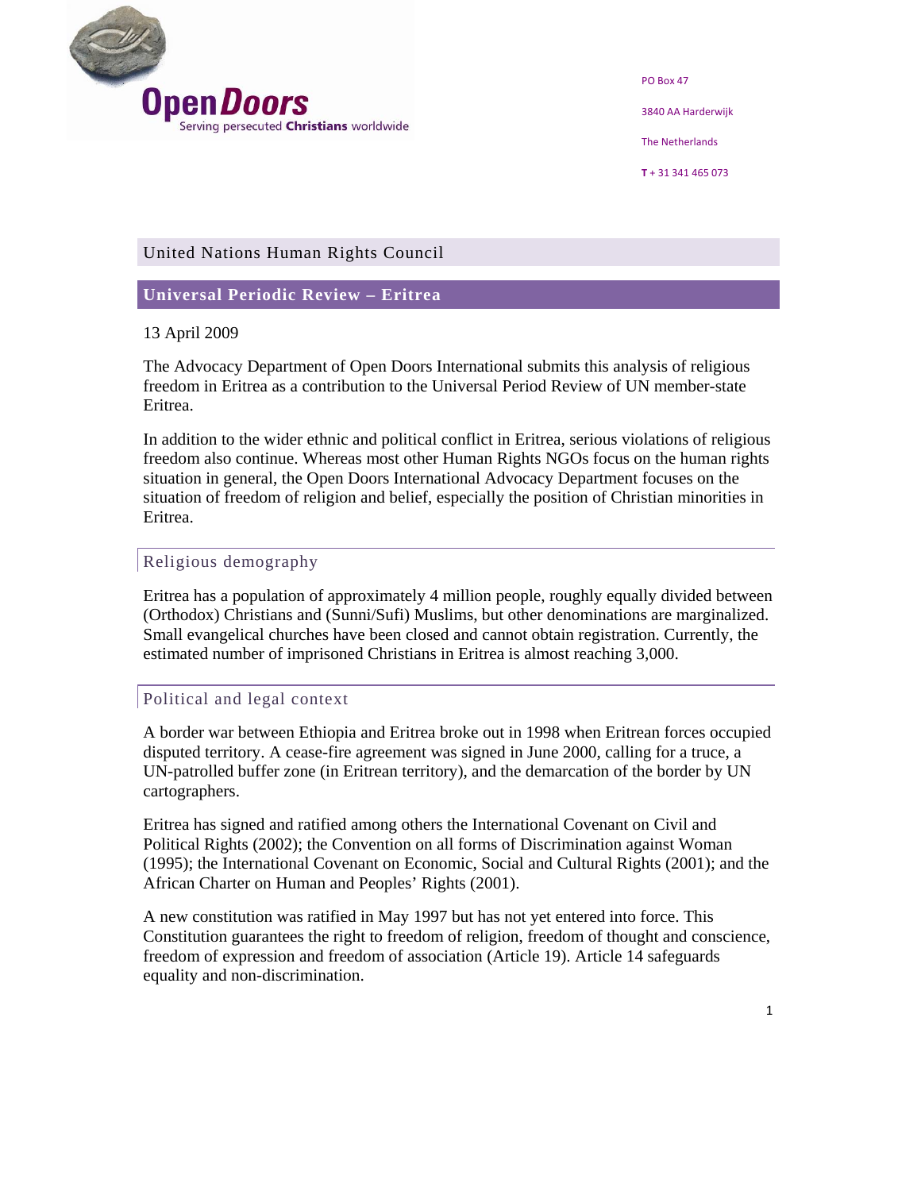Open Doors
Serving persecuted Christians worldwide

PO Box 47

3840 AA Harderwijk

The Netherlands

T + 31 341 465 073

## United Nations Human Rights Council

## Universal Periodic Review – Eritrea

13 April 2009

The Advocacy Department of Open Doors International submits this analysis of religious freedom in Eritrea as a contribution to the Universal Period Review of UN member-state Eritrea.

In addition to the wider ethnic and political conflict in Eritrea, serious violations of religious freedom also continue. Whereas most other Human Rights NGOs focus on the human rights situation in general, the Open Doors International Advocacy Department focuses on the situation of freedom of religion and belief, especially the position of Christian minorities in Eritrea.

### Religious demography

Eritrea has a population of approximately 4 million people, roughly equally divided between (Orthodox) Christians and (Sunni/Sufi) Muslims, but other denominations are marginalized. Small evangelical churches have been closed and cannot obtain registration. Currently, the estimated number of imprisoned Christians in Eritrea is almost reaching 3,000.

### Political and legal context

A border war between Ethiopia and Eritrea broke out in 1998 when Eritrean forces occupied disputed territory. A cease-fire agreement was signed in June 2000, calling for a truce, a UN-patrolled buffer zone (in Eritrean territory), and the demarcation of the border by UN cartographers.

Eritrea has signed and ratified among others the International Covenant on Civil and Political Rights (2002); the Convention on all forms of Discrimination against Woman (1995); the International Covenant on Economic, Social and Cultural Rights (2001); and the African Charter on Human and Peoples' Rights (2001).

A new constitution was ratified in May 1997 but has not yet entered into force. This Constitution guarantees the right to freedom of religion, freedom of thought and conscience, freedom of expression and freedom of association (Article 19). Article 14 safeguards equality and non-discrimination.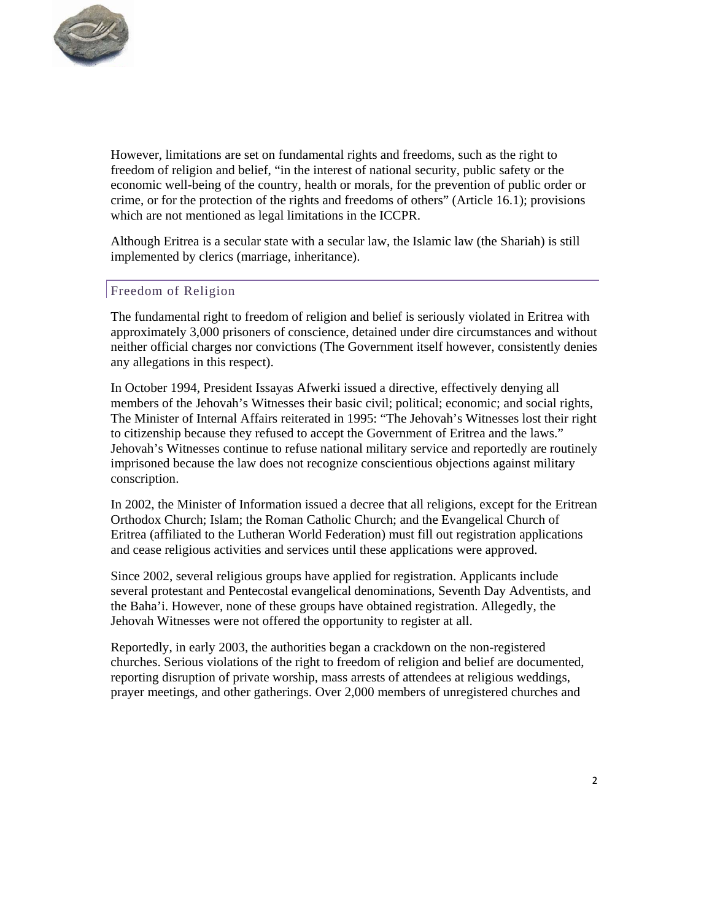However, limitations are set on fundamental rights and freedoms, such as the right to freedom of religion and belief, "in the interest of national security, public safety or the economic well-being of the country, health or morals, for the prevention of public order or crime, or for the protection of the rights and freedoms of others" (Article 16.1); provisions which are not mentioned as legal limitations in the ICCPR.

Although Eritrea is a secular state with a secular law, the Islamic law (the Shariah) is still implemented by clerics (marriage, inheritance).

## Freedom of Religion

The fundamental right to freedom of religion and belief is seriously violated in Eritrea with approximately 3,000 prisoners of conscience, detained under dire circumstances and without neither official charges nor convictions (The Government itself however, consistently denies any allegations in this respect).

In October 1994, President Issayas Afwerki issued a directive, effectively denying all members of the Jehovah's Witnesses their basic civil; political; economic; and social rights, The Minister of Internal Affairs reiterated in 1995: "The Jehovah's Witnesses lost their right to citizenship because they refused to accept the Government of Eritrea and the laws." Jehovah's Witnesses continue to refuse national military service and reportedly are routinely imprisoned because the law does not recognize conscientious objections against military conscription.

In 2002, the Minister of Information issued a decree that all religions, except for the Eritrean Orthodox Church; Islam; the Roman Catholic Church; and the Evangelical Church of Eritrea (affiliated to the Lutheran World Federation) must fill out registration applications and cease religious activities and services until these applications were approved.

Since 2002, several religious groups have applied for registration. Applicants include several protestant and Pentecostal evangelical denominations, Seventh Day Adventists, and the Baha'i. However, none of these groups have obtained registration. Allegedly, the Jehovah Witnesses were not offered the opportunity to register at all.

Reportedly, in early 2003, the authorities began a crackdown on the non-registered churches. Serious violations of the right to freedom of religion and belief are documented, reporting disruption of private worship, mass arrests of attendees at religious weddings, prayer meetings, and other gatherings. Over 2,000 members of unregistered churches and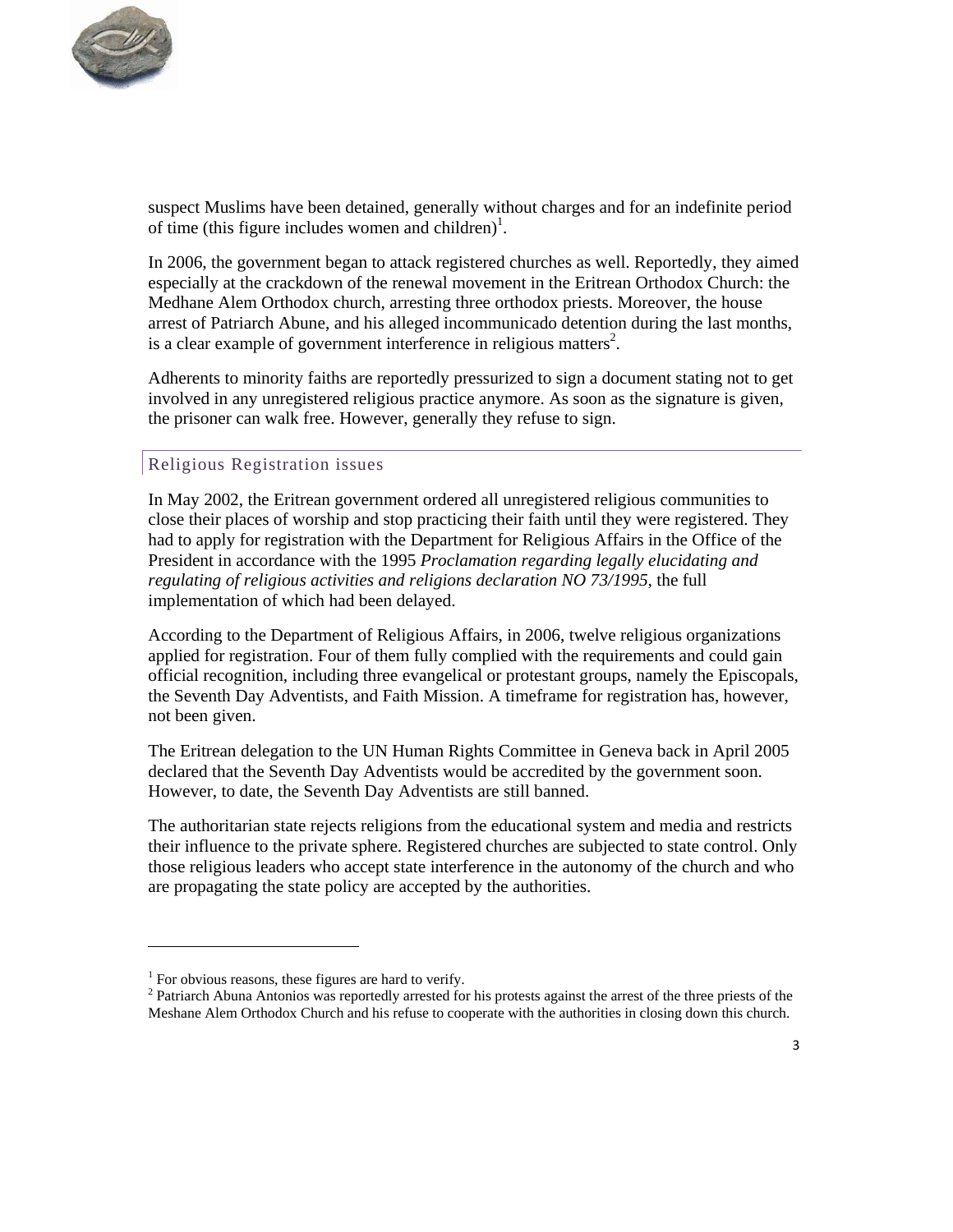suspect Muslims have been detained, generally without charges and for an indefinite period of time (this figure includes women and children)[1].

In 2006, the government began to attack registered churches as well. Reportedly, they aimed especially at the crackdown of the renewal movement in the Eritrean Orthodox Church: the Medhane Alem Orthodox church, arresting three orthodox priests. Moreover, the house arrest of Patriarch Abune, and his alleged incommunicado detention during the last months, is a clear example of government interference in religious matters[2].

Adherents to minority faiths are reportedly pressurized to sign a document stating not to get involved in any unregistered religious practice anymore. As soon as the signature is given, the prisoner can walk free. However, generally they refuse to sign.

## Religious Registration issues

In May 2002, the Eritrean government ordered all unregistered religious communities to close their places of worship and stop practicing their faith until they were registered. They had to apply for registration with the Department for Religious Affairs in the Office of the President in accordance with the 1995 *Proclamation regarding legally elucidating and regulating of religious activities and religions declaration NO 73/1995*, the full implementation of which had been delayed.

According to the Department of Religious Affairs, in 2006, twelve religious organizations applied for registration. Four of them fully complied with the requirements and could gain official recognition, including three evangelical or protestant groups, namely the Episcopals, the Seventh Day Adventists, and Faith Mission. A timeframe for registration has, however, not been given.

The Eritrean delegation to the UN Human Rights Committee in Geneva back in April 2005 declared that the Seventh Day Adventists would be accredited by the government soon. However, to date, the Seventh Day Adventists are still banned.

The authoritarian state rejects religions from the educational system and media and restricts their influence to the private sphere. Registered churches are subjected to state control. Only those religious leaders who accept state interference in the autonomy of the church and who are propagating the state policy are accepted by the authorities.

---

[1] For obvious reasons, these figures are hard to verify.

[2] Patriarch Abuna Antonios was reportedly arrested for his protests against the arrest of the three priests of the Meshane Alem Orthodox Church and his refuse to cooperate with the authorities in closing down this church.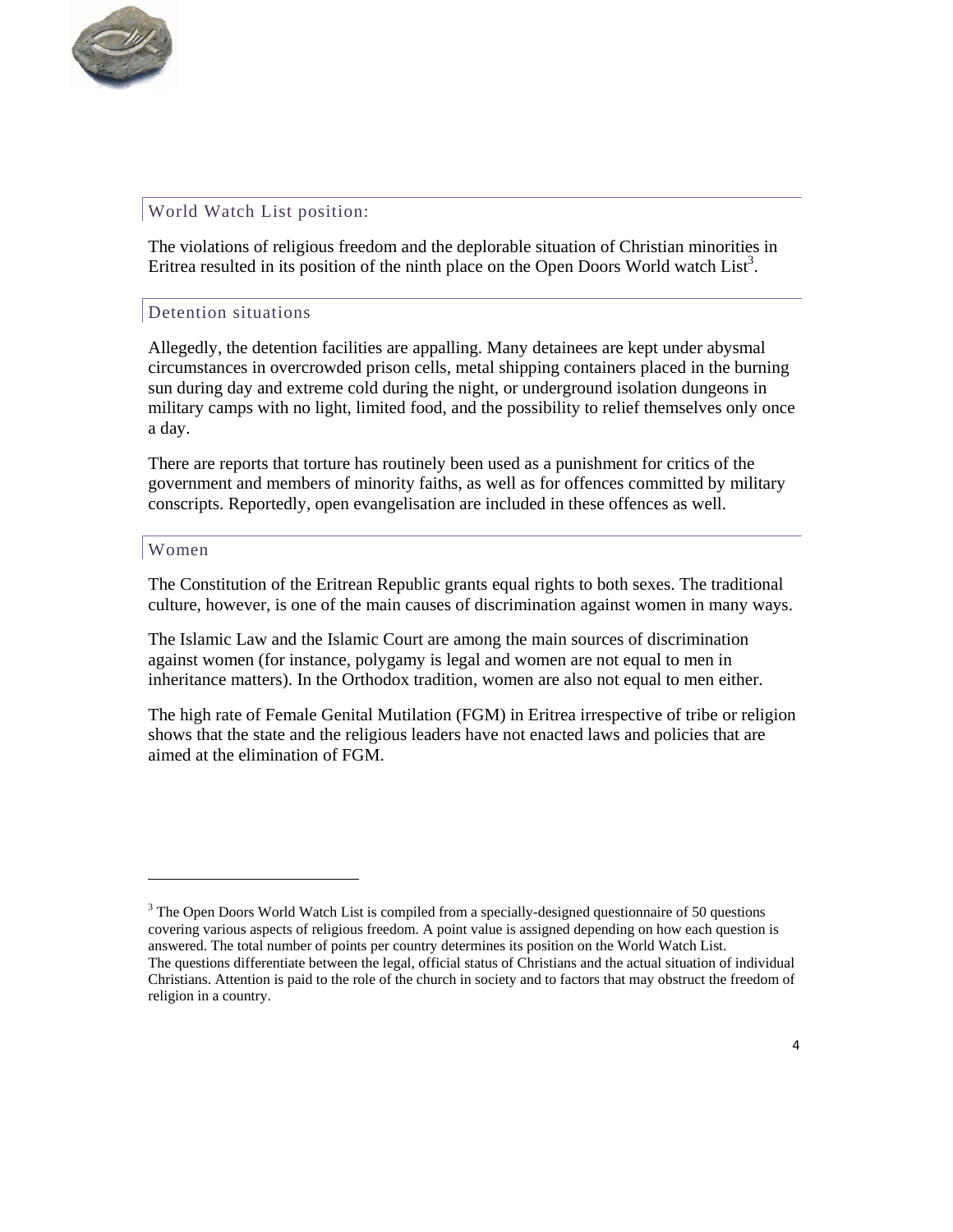## World Watch List position:

The violations of religious freedom and the deplorable situation of Christian minorities in Eritrea resulted in its position of the ninth place on the Open Doors World watch List[3].

## Detention situations

Allegedly, the detention facilities are appalling. Many detainees are kept under abysmal circumstances in overcrowded prison cells, metal shipping containers placed in the burning sun during day and extreme cold during the night, or underground isolation dungeons in military camps with no light, limited food, and the possibility to relief themselves only once a day.

There are reports that torture has routinely been used as a punishment for critics of the government and members of minority faiths, as well as for offences committed by military conscripts. Reportedly, open evangelisation are included in these offences as well.

## Women

The Constitution of the Eritrean Republic grants equal rights to both sexes. The traditional culture, however, is one of the main causes of discrimination against women in many ways.

The Islamic Law and the Islamic Court are among the main sources of discrimination against women (for instance, polygamy is legal and women are not equal to men in inheritance matters). In the Orthodox tradition, women are also not equal to men either.

The high rate of Female Genital Mutilation (FGM) in Eritrea irrespective of tribe or religion shows that the state and the religious leaders have not enacted laws and policies that are aimed at the elimination of FGM.

---

[3] The Open Doors World Watch List is compiled from a specially-designed questionnaire of 50 questions covering various aspects of religious freedom. A point value is assigned depending on how each question is answered. The total number of points per country determines its position on the World Watch List.
The questions differentiate between the legal, official status of Christians and the actual situation of individual Christians. Attention is paid to the role of the church in society and to factors that may obstruct the freedom of religion in a country.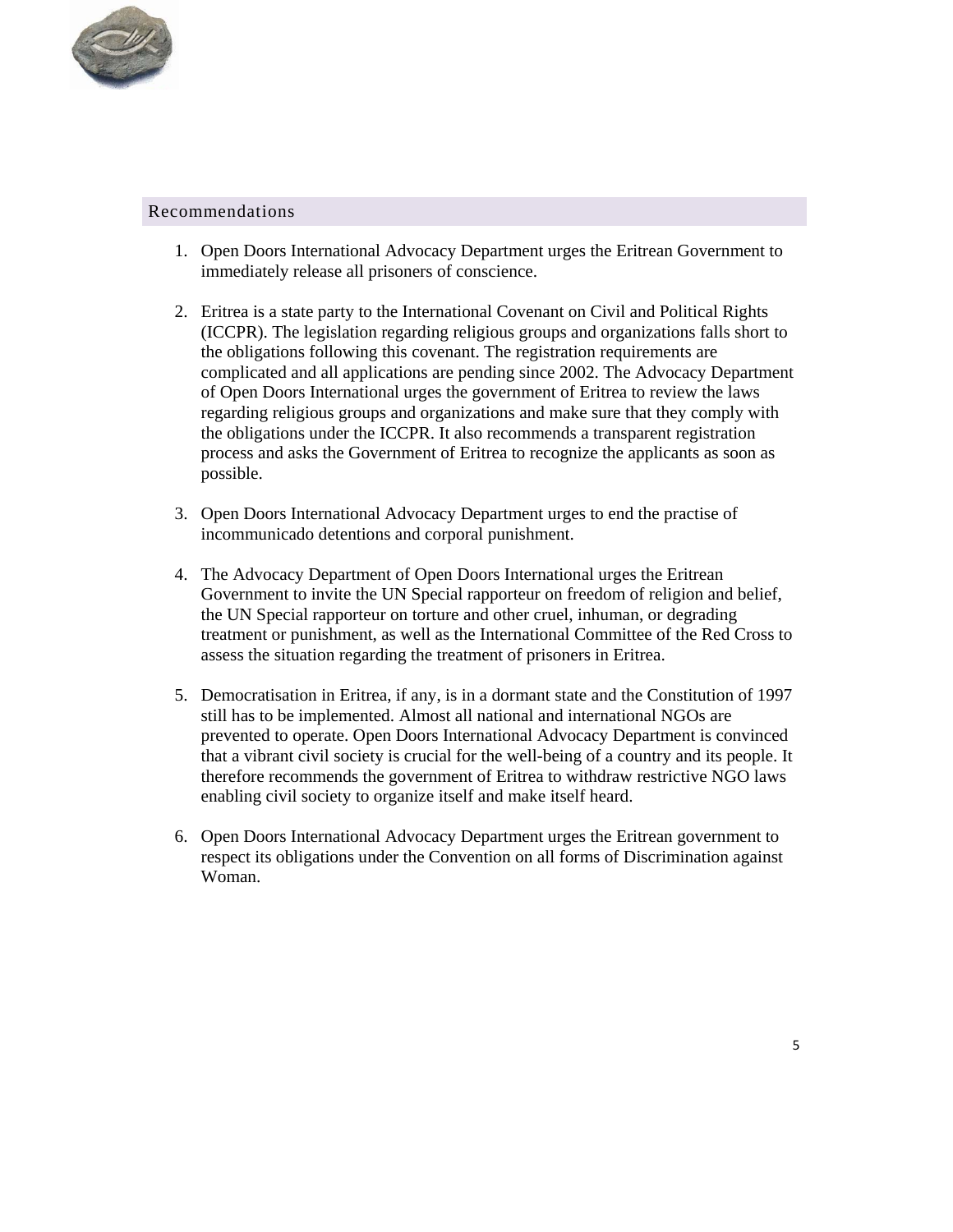## Recommendations

1. Open Doors International Advocacy Department urges the Eritrean Government to immediately release all prisoners of conscience.

2. Eritrea is a state party to the International Covenant on Civil and Political Rights (ICCPR). The legislation regarding religious groups and organizations falls short to the obligations following this covenant. The registration requirements are complicated and all applications are pending since 2002. The Advocacy Department of Open Doors International urges the government of Eritrea to review the laws regarding religious groups and organizations and make sure that they comply with the obligations under the ICCPR. It also recommends a transparent registration process and asks the Government of Eritrea to recognize the applicants as soon as possible.

3. Open Doors International Advocacy Department urges to end the practise of incommunicado detentions and corporal punishment.

4. The Advocacy Department of Open Doors International urges the Eritrean Government to invite the UN Special rapporteur on freedom of religion and belief, the UN Special rapporteur on torture and other cruel, inhuman, or degrading treatment or punishment, as well as the International Committee of the Red Cross to assess the situation regarding the treatment of prisoners in Eritrea.

5. Democratisation in Eritrea, if any, is in a dormant state and the Constitution of 1997 still has to be implemented. Almost all national and international NGOs are prevented to operate. Open Doors International Advocacy Department is convinced that a vibrant civil society is crucial for the well-being of a country and its people. It therefore recommends the government of Eritrea to withdraw restrictive NGO laws enabling civil society to organize itself and make itself heard.

6. Open Doors International Advocacy Department urges the Eritrean government to respect its obligations under the Convention on all forms of Discrimination against Woman.